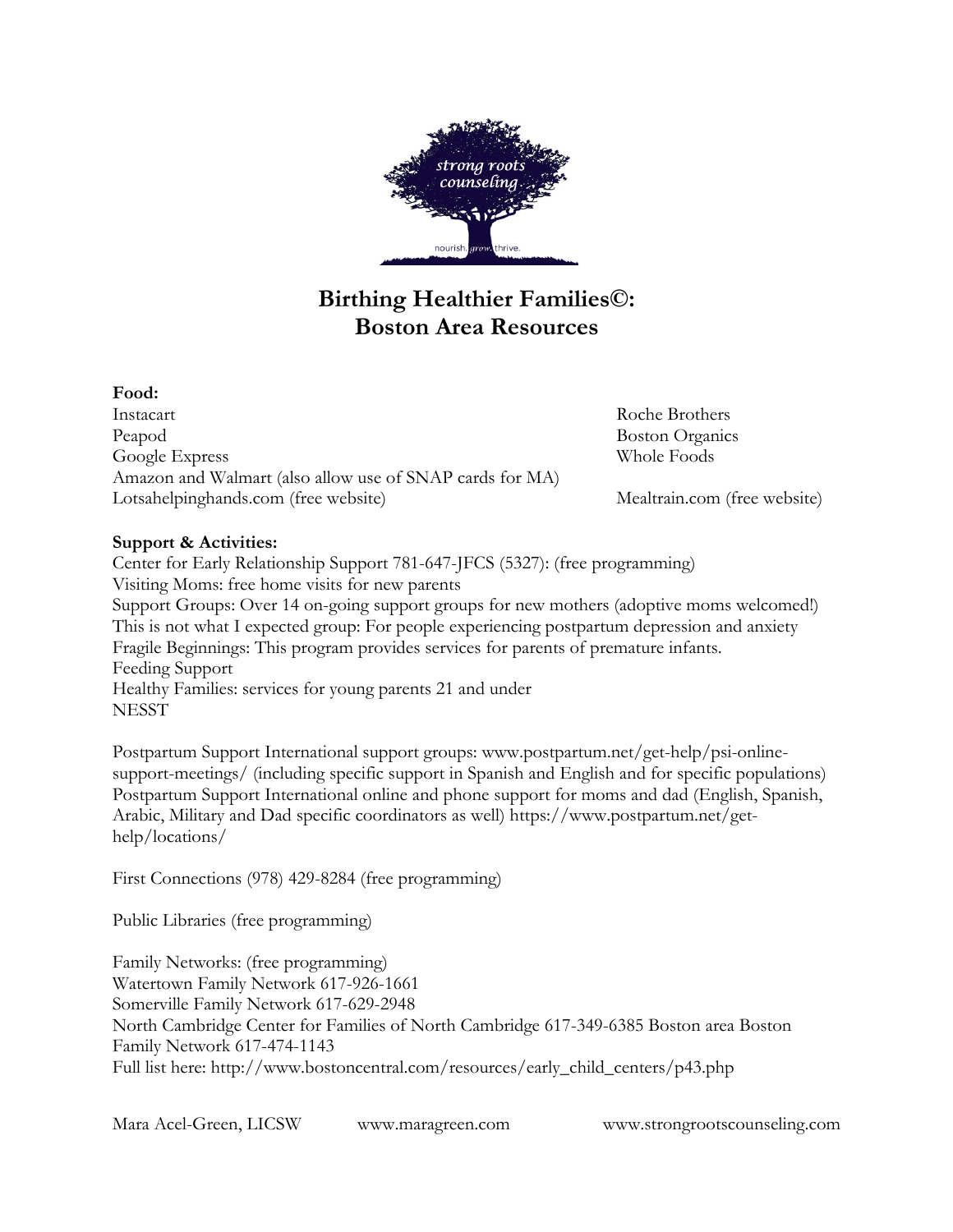# Birthing Healthier Families©: Boston Area Resources

**Food:**

Instacart
Peapod
Google Express
Amazon and Walmart (also allow use of SNAP cards for MA)
Lotsahelpinghands.com (free website)
Roche Brothers
Boston Organics
Whole Foods
Mealtrain.com (free website)

**Support & Activities:**

Center for Early Relationship Support 781-647-JFCS (5327): (free programming)
Visiting Moms: free home visits for new parents
Support Groups: Over 14 on-going support groups for new mothers (adoptive moms welcomed!)
This is not what I expected group: For people experiencing postpartum depression and anxiety
Fragile Beginnings: This program provides services for parents of premature infants.
Feeding Support
Healthy Families: services for young parents 21 and under
NESST

Postpartum Support International support groups: www.postpartum.net/get-help/psi-online-support-meetings/ (including specific support in Spanish and English and for specific populations)
Postpartum Support International online and phone support for moms and dad (English, Spanish, Arabic, Military and Dad specific coordinators as well) https://www.postpartum.net/get-help/locations/

First Connections (978) 429-8284 (free programming)

Public Libraries (free programming)

Family Networks: (free programming)
Watertown Family Network 617-926-1661
Somerville Family Network 617-629-2948
North Cambridge Center for Families of North Cambridge 617-349-6385 Boston area Boston Family Network 617-474-1143
Full list here: http://www.bostoncentral.com/resources/early_child_centers/p43.php

Mara Acel-Green, LICSW www.maragreen.com www.strongrootscounseling.com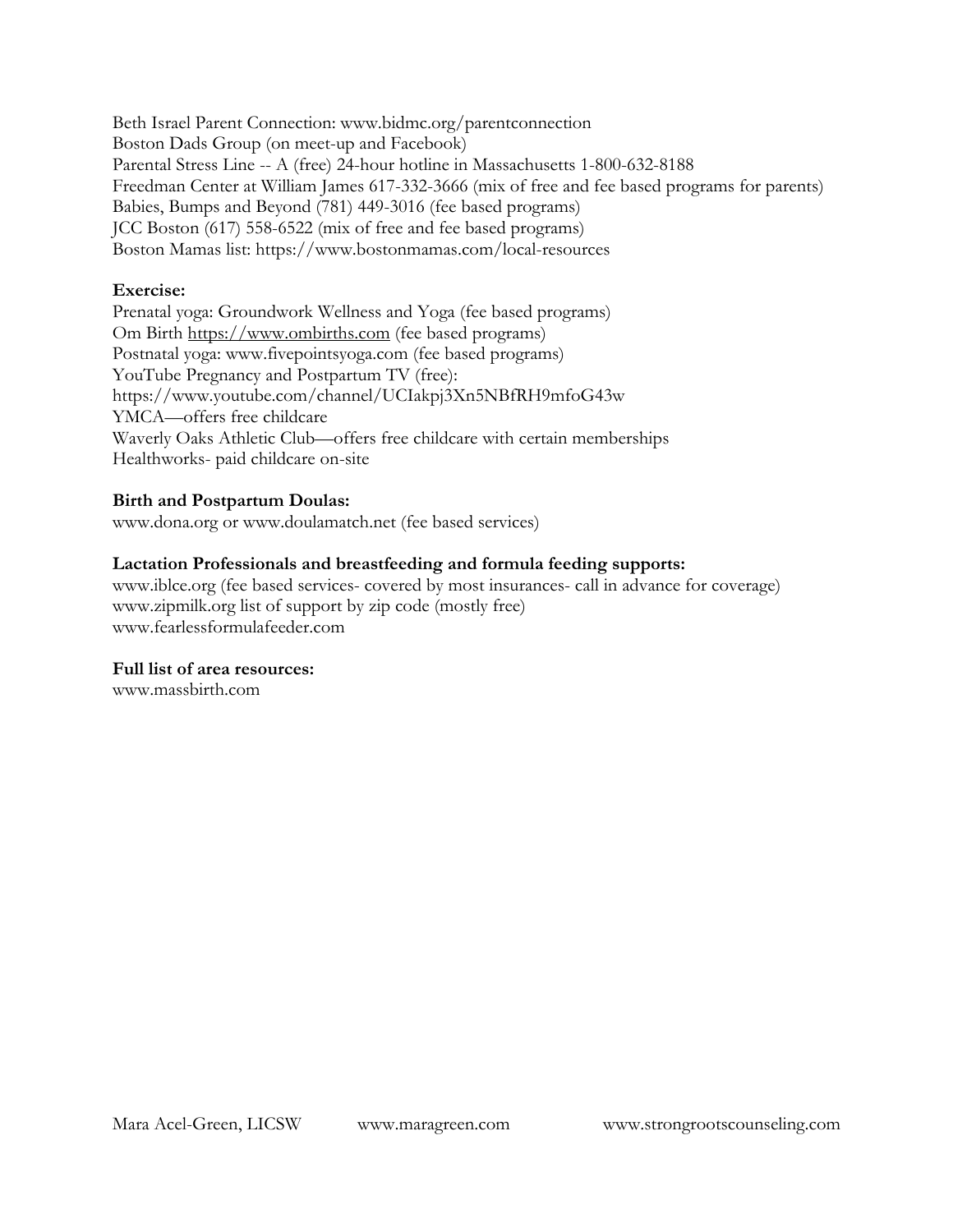Beth Israel Parent Connection: www.bidmc.org/parentconnection
Boston Dads Group (on meet-up and Facebook)
Parental Stress Line -- A (free) 24-hour hotline in Massachusetts 1-800-632-8188
Freedman Center at William James 617-332-3666 (mix of free and fee based programs for parents)
Babies, Bumps and Beyond (781) 449-3016 (fee based programs)
JCC Boston (617) 558-6522 (mix of free and fee based programs)
Boston Mamas list: https://www.bostonmamas.com/local-resources

**Exercise:**
Prenatal yoga: Groundwork Wellness and Yoga (fee based programs)
Om Birth https://www.ombirths.com (fee based programs)
Postnatal yoga: www.fivepointsyoga.com (fee based programs)
YouTube Pregnancy and Postpartum TV (free):
https://www.youtube.com/channel/UCIakpj3Xn5NBfRH9mfoG43w
YMCA—offers free childcare
Waverly Oaks Athletic Club—offers free childcare with certain memberships
Healthworks- paid childcare on-site

**Birth and Postpartum Doulas:**
www.dona.org or www.doulamatch.net (fee based services)

**Lactation Professionals and breastfeeding and formula feeding supports:**
www.iblce.org (fee based services- covered by most insurances- call in advance for coverage)
www.zipmilk.org list of support by zip code (mostly free)
www.fearlessformulafeeder.com

**Full list of area resources:**
www.massbirth.com

Mara Acel-Green, LICSW www.maragreen.com www.strongrootscounseling.com